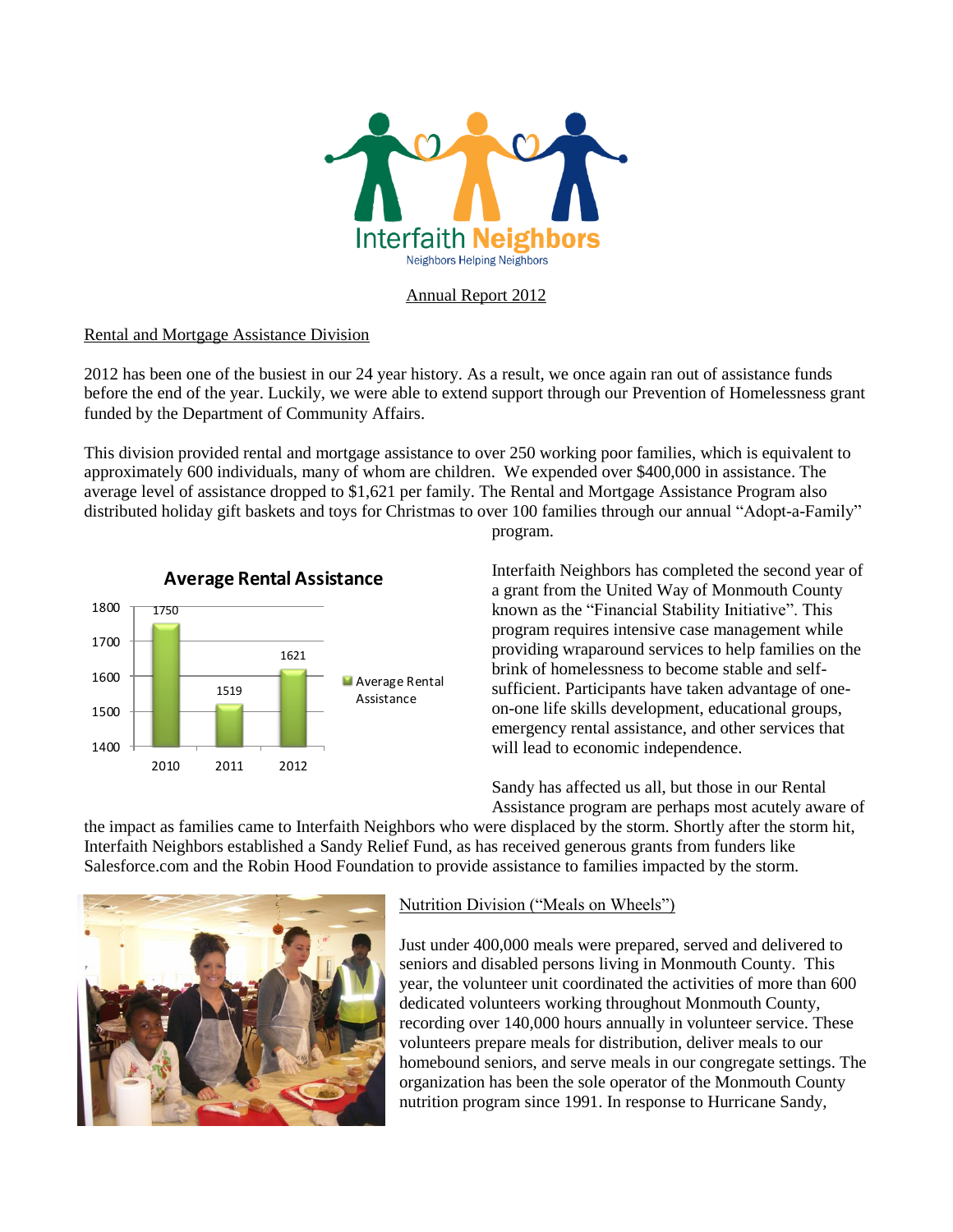Interfaith Neighbors

Neighbors Helping Neighbors

# Annual Report 2012

## Rental and Mortgage Assistance Division

2012 has been one of the busiest in our 24 year history. As a result, we once again ran out of assistance funds before the end of the year. Luckily, we were able to extend support through our Prevention of Homelessness grant funded by the Department of Community Affairs.

This division provided rental and mortgage assistance to over 250 working poor families, which is equivalent to approximately 600 individuals, many of whom are children. We expended over $400,000 in assistance. The average level of assistance dropped to $1,621 per family. The Rental and Mortgage Assistance Program also distributed holiday gift baskets and toys for Christmas to over 100 families through our annual "Adopt-a-Family" program.

**Average Rental Assistance**

| Year | Average Rental Assistance |
|---|---|
| 2010 | 1750 |
| 2011 | 1519 |
| 2012 | 1621 |

Interfaith Neighbors has completed the second year of a grant from the United Way of Monmouth County known as the "Financial Stability Initiative". This program requires intensive case management while providing wraparound services to help families on the brink of homelessness to become stable and self-sufficient. Participants have taken advantage of one-on-one life skills development, educational groups, emergency rental assistance, and other services that will lead to economic independence.

Sandy has affected us all, but those in our Rental Assistance program are perhaps most acutely aware of the impact as families came to Interfaith Neighbors who were displaced by the storm. Shortly after the storm hit, Interfaith Neighbors established a Sandy Relief Fund, as has received generous grants from funders like Salesforce.com and the Robin Hood Foundation to provide assistance to families impacted by the storm.

## Nutrition Division ("Meals on Wheels")

Just under 400,000 meals were prepared, served and delivered to seniors and disabled persons living in Monmouth County. This year, the volunteer unit coordinated the activities of more than 600 dedicated volunteers working throughout Monmouth County, recording over 140,000 hours annually in volunteer service. These volunteers prepare meals for distribution, deliver meals to our homebound seniors, and serve meals in our congregate settings. The organization has been the sole operator of the Monmouth County nutrition program since 1991. In response to Hurricane Sandy,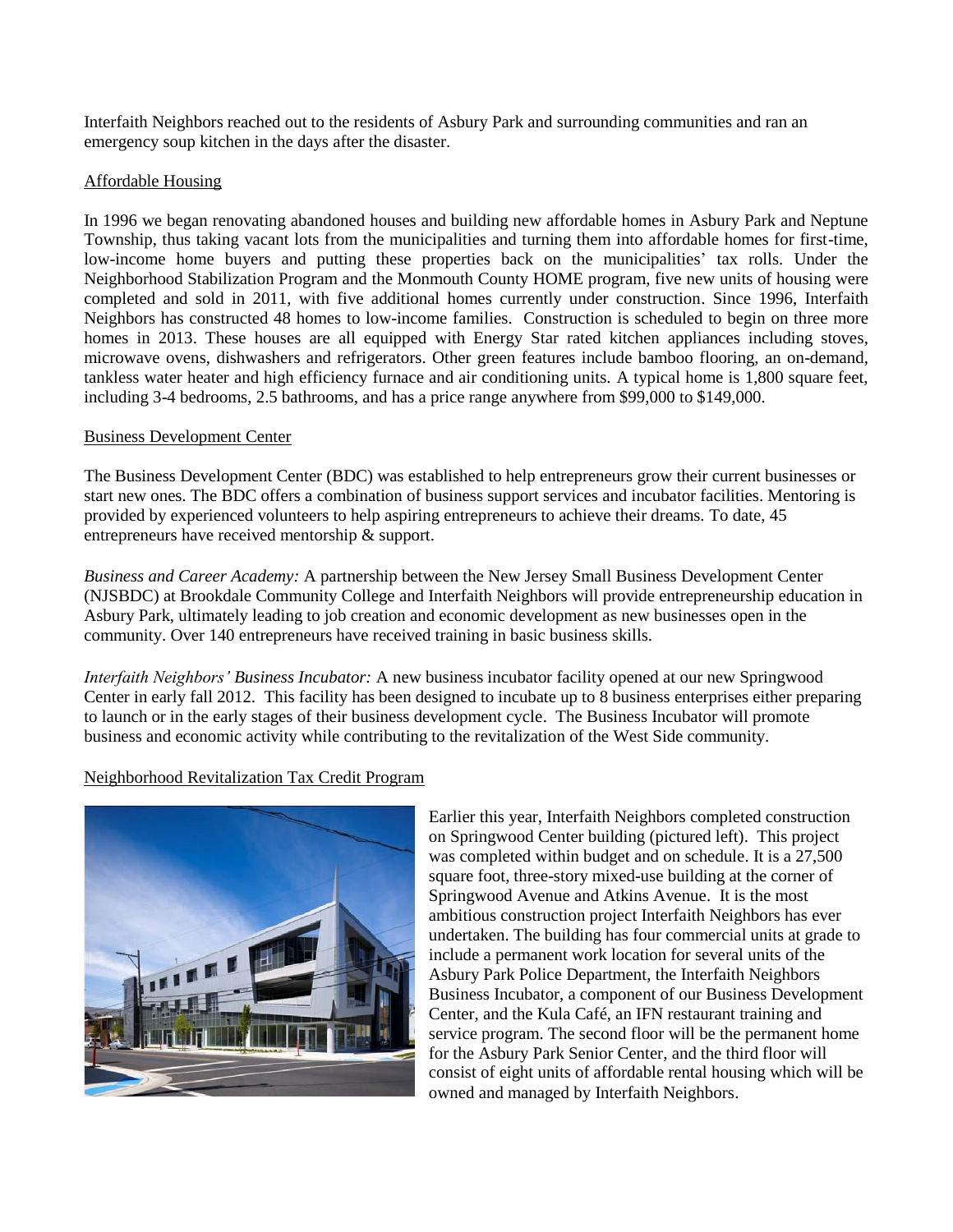Interfaith Neighbors reached out to the residents of Asbury Park and surrounding communities and ran an emergency soup kitchen in the days after the disaster.

## Affordable Housing

In 1996 we began renovating abandoned houses and building new affordable homes in Asbury Park and Neptune Township, thus taking vacant lots from the municipalities and turning them into affordable homes for first-time, low-income home buyers and putting these properties back on the municipalities' tax rolls. Under the Neighborhood Stabilization Program and the Monmouth County HOME program, five new units of housing were completed and sold in 2011, with five additional homes currently under construction. Since 1996, Interfaith Neighbors has constructed 48 homes to low-income families. Construction is scheduled to begin on three more homes in 2013. These houses are all equipped with Energy Star rated kitchen appliances including stoves, microwave ovens, dishwashers and refrigerators. Other green features include bamboo flooring, an on-demand, tankless water heater and high efficiency furnace and air conditioning units. A typical home is 1,800 square feet, including 3-4 bedrooms, 2.5 bathrooms, and has a price range anywhere from $99,000 to $149,000.

## Business Development Center

The Business Development Center (BDC) was established to help entrepreneurs grow their current businesses or start new ones. The BDC offers a combination of business support services and incubator facilities. Mentoring is provided by experienced volunteers to help aspiring entrepreneurs to achieve their dreams. To date, 45 entrepreneurs have received mentorship & support.

*Business and Career Academy:* A partnership between the New Jersey Small Business Development Center (NJSBDC) at Brookdale Community College and Interfaith Neighbors will provide entrepreneurship education in Asbury Park, ultimately leading to job creation and economic development as new businesses open in the community. Over 140 entrepreneurs have received training in basic business skills.

*Interfaith Neighbors' Business Incubator:* A new business incubator facility opened at our new Springwood Center in early fall 2012. This facility has been designed to incubate up to 8 business enterprises either preparing to launch or in the early stages of their business development cycle. The Business Incubator will promote business and economic activity while contributing to the revitalization of the West Side community.

## Neighborhood Revitalization Tax Credit Program

Earlier this year, Interfaith Neighbors completed construction on Springwood Center building (pictured left). This project was completed within budget and on schedule. It is a 27,500 square foot, three-story mixed-use building at the corner of Springwood Avenue and Atkins Avenue. It is the most ambitious construction project Interfaith Neighbors has ever undertaken. The building has four commercial units at grade to include a permanent work location for several units of the Asbury Park Police Department, the Interfaith Neighbors Business Incubator, a component of our Business Development Center, and the Kula Café, an IFN restaurant training and service program. The second floor will be the permanent home for the Asbury Park Senior Center, and the third floor will consist of eight units of affordable rental housing which will be owned and managed by Interfaith Neighbors.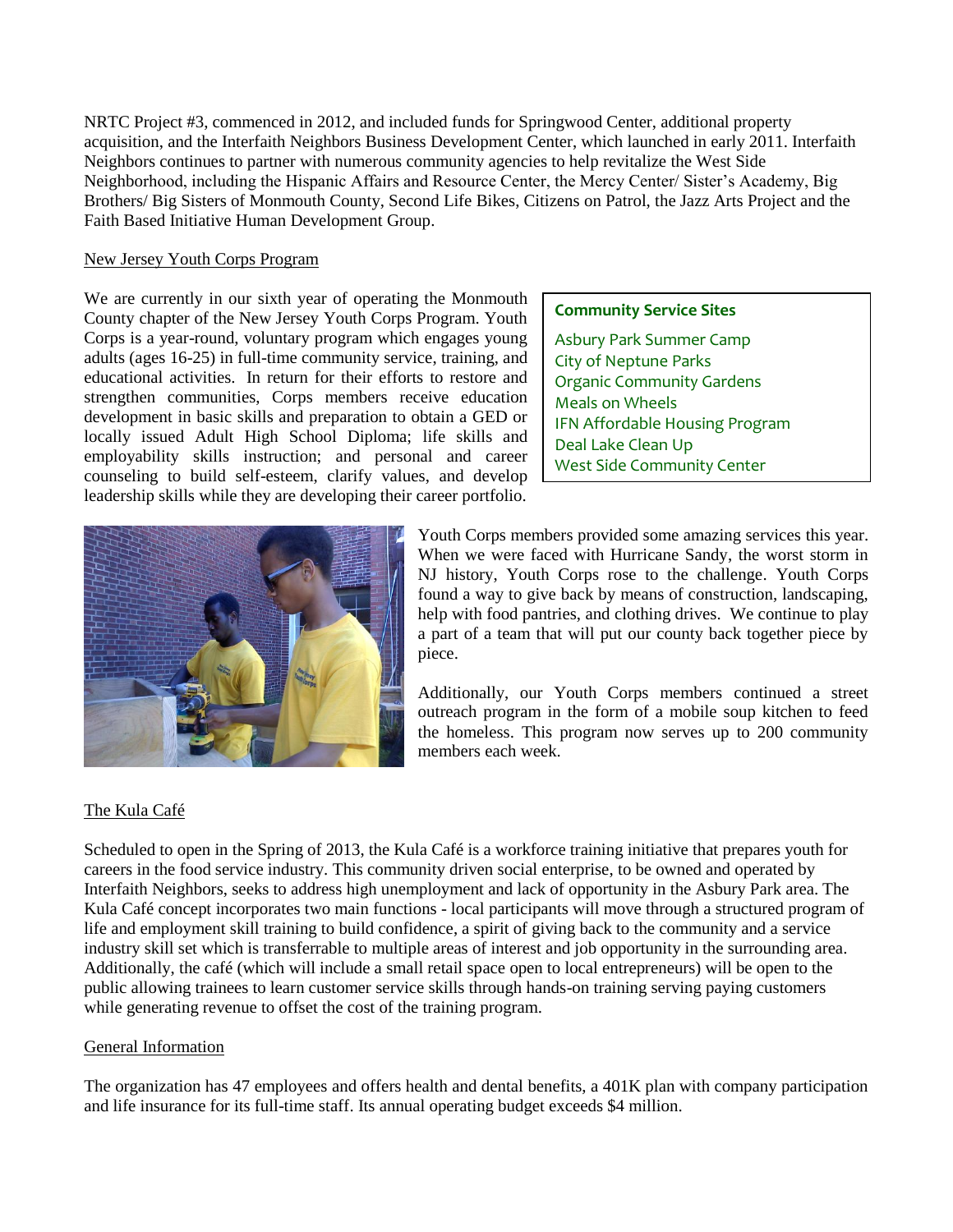NRTC Project #3, commenced in 2012, and included funds for Springwood Center, additional property acquisition, and the Interfaith Neighbors Business Development Center, which launched in early 2011. Interfaith Neighbors continues to partner with numerous community agencies to help revitalize the West Side Neighborhood, including the Hispanic Affairs and Resource Center, the Mercy Center/ Sister's Academy, Big Brothers/ Big Sisters of Monmouth County, Second Life Bikes, Citizens on Patrol, the Jazz Arts Project and the Faith Based Initiative Human Development Group.

New Jersey Youth Corps Program

We are currently in our sixth year of operating the Monmouth County chapter of the New Jersey Youth Corps Program. Youth Corps is a year-round, voluntary program which engages young adults (ages 16-25) in full-time community service, training, and educational activities. In return for their efforts to restore and strengthen communities, Corps members receive education development in basic skills and preparation to obtain a GED or locally issued Adult High School Diploma; life skills and employability skills instruction; and personal and career counseling to build self-esteem, clarify values, and develop leadership skills while they are developing their career portfolio.

**Community Service Sites**

- Asbury Park Summer Camp
- City of Neptune Parks
- Organic Community Gardens
- Meals on Wheels
- IFN Affordable Housing Program
- Deal Lake Clean Up
- West Side Community Center

Youth Corps members provided some amazing services this year. When we were faced with Hurricane Sandy, the worst storm in NJ history, Youth Corps rose to the challenge. Youth Corps found a way to give back by means of construction, landscaping, help with food pantries, and clothing drives. We continue to play a part of a team that will put our county back together piece by piece.

Additionally, our Youth Corps members continued a street outreach program in the form of a mobile soup kitchen to feed the homeless. This program now serves up to 200 community members each week.

The Kula Café

Scheduled to open in the Spring of 2013, the Kula Café is a workforce training initiative that prepares youth for careers in the food service industry. This community driven social enterprise, to be owned and operated by Interfaith Neighbors, seeks to address high unemployment and lack of opportunity in the Asbury Park area. The Kula Café concept incorporates two main functions - local participants will move through a structured program of life and employment skill training to build confidence, a spirit of giving back to the community and a service industry skill set which is transferrable to multiple areas of interest and job opportunity in the surrounding area. Additionally, the café (which will include a small retail space open to local entrepreneurs) will be open to the public allowing trainees to learn customer service skills through hands-on training serving paying customers while generating revenue to offset the cost of the training program.

General Information

The organization has 47 employees and offers health and dental benefits, a 401K plan with company participation and life insurance for its full-time staff. Its annual operating budget exceeds $4 million.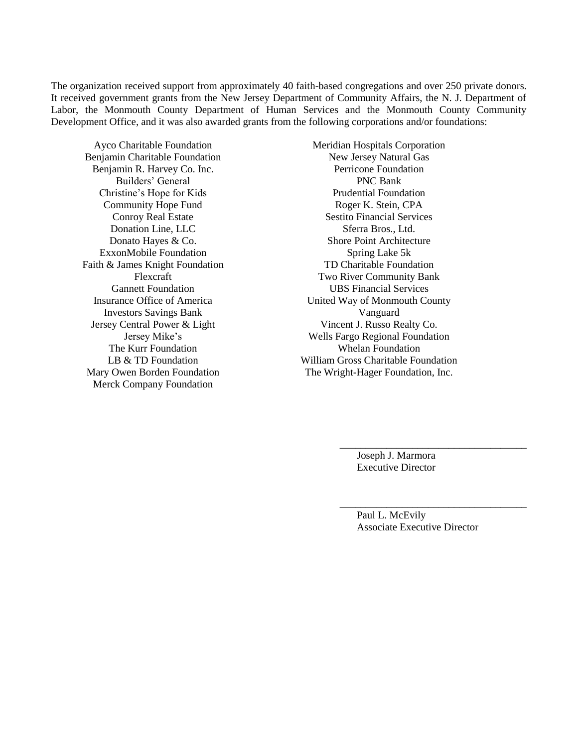The organization received support from approximately 40 faith-based congregations and over 250 private donors. It received government grants from the New Jersey Department of Community Affairs, the N. J. Department of Labor, the Monmouth County Department of Human Services and the Monmouth County Community Development Office, and it was also awarded grants from the following corporations and/or foundations:

Ayco Charitable Foundation
Benjamin Charitable Foundation
Benjamin R. Harvey Co. Inc.
Builders' General
Christine's Hope for Kids
Community Hope Fund
Conroy Real Estate
Donation Line, LLC
Donato Hayes & Co.
ExxonMobile Foundation
Faith & James Knight Foundation
Flexcraft
Gannett Foundation
Insurance Office of America
Investors Savings Bank
Jersey Central Power & Light
Jersey Mike's
The Kurr Foundation
LB & TD Foundation
Mary Owen Borden Foundation
Merck Company Foundation
Meridian Hospitals Corporation
New Jersey Natural Gas
Perricone Foundation
PNC Bank
Prudential Foundation
Roger K. Stein, CPA
Sestito Financial Services
Sferra Bros., Ltd.
Shore Point Architecture
Spring Lake 5k
TD Charitable Foundation
Two River Community Bank
UBS Financial Services
United Way of Monmouth County
Vanguard
Vincent J. Russo Realty Co.
Wells Fargo Regional Foundation
Whelan Foundation
William Gross Charitable Foundation
The Wright-Hager Foundation, Inc.

\_\_\_\_\_\_\_\_\_\_\_\_\_\_\_\_\_\_\_\_\_\_\_\_\_\_\_\_\_\_\_\_\_\_\_\_

Joseph J. Marmora
Executive Director

\_\_\_\_\_\_\_\_\_\_\_\_\_\_\_\_\_\_\_\_\_\_\_\_\_\_\_\_\_\_\_\_\_\_\_\_

Paul L. McEvily
Associate Executive Director